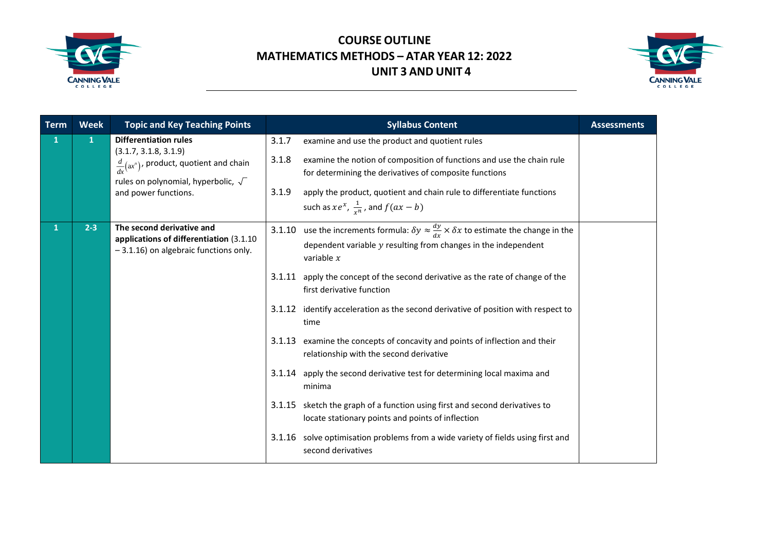# COURSE OUTLINE
# MATHEMATICS METHODS – ATAR YEAR 12: 2022
# UNIT 3 AND UNIT 4

| Term | Week | Topic and Key Teaching Points | Syllabus Content | Assessments |
|---|---|---|---|---|
| 1 | 1 | **Differentiation rules** (3.1.7, 3.1.8, 3.1.9) $\frac{d}{dx}(ax^n)$, product, quotient and chain rules on polynomial, hyperbolic, $\sqrt{\ }$ and power functions. | 3.1.7 examine and use the product and quotient rules<br>3.1.8 examine the notion of composition of functions and use the chain rule for determining the derivatives of composite functions<br>3.1.9 apply the product, quotient and chain rule to differentiate functions such as $xe^x$, $\frac{1}{x^n}$, and $f(ax-b)$ | |
| 1 | 2-3 | **The second derivative and applications of differentiation** (3.1.10 – 3.1.16) on algebraic functions only. | 3.1.10 use the increments formula: $\delta y \approx \frac{dy}{dx} \times \delta x$ to estimate the change in the dependent variable $y$ resulting from changes in the independent variable $x$<br>3.1.11 apply the concept of the second derivative as the rate of change of the first derivative function<br>3.1.12 identify acceleration as the second derivative of position with respect to time<br>3.1.13 examine the concepts of concavity and points of inflection and their relationship with the second derivative<br>3.1.14 apply the second derivative test for determining local maxima and minima<br>3.1.15 sketch the graph of a function using first and second derivatives to locate stationary points and points of inflection<br>3.1.16 solve optimisation problems from a wide variety of fields using first and second derivatives | |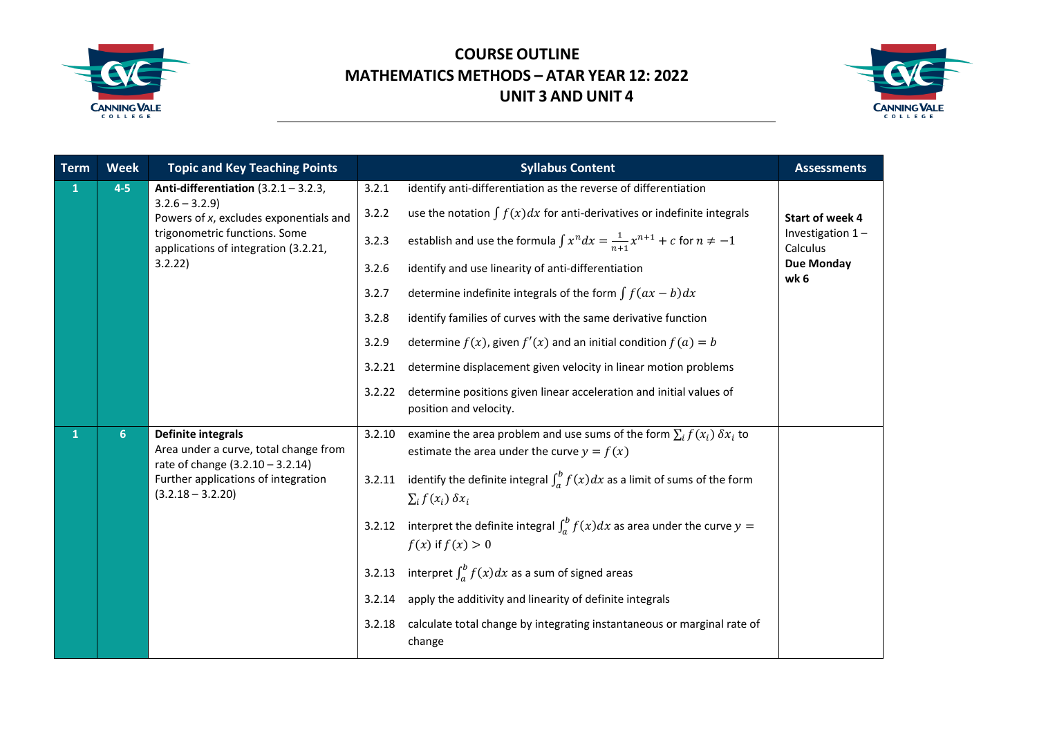# COURSE OUTLINE
# MATHEMATICS METHODS – ATAR YEAR 12: 2022
# UNIT 3 AND UNIT 4

| Term | Week | Topic and Key Teaching Points | Syllabus Content | | Assessments |
|---|---|---|---|---|---|
| 1 | 4-5 | **Anti-differentiation** (3.2.1 – 3.2.3, 3.2.6 – 3.2.9) Powers of *x*, excludes exponentials and trigonometric functions. Some applications of integration (3.2.21, 3.2.22) | 3.2.1 | identify anti-differentiation as the reverse of differentiation | **Start of week 4** Investigation 1 – Calculus **Due Monday wk 6** |
| | | | 3.2.2 | use the notation $\int f(x)dx$ for anti-derivatives or indefinite integrals | |
| | | | 3.2.3 | establish and use the formula $\int x^n dx = \frac{1}{n+1}x^{n+1} + c$ for $n \neq -1$ | |
| | | | 3.2.6 | identify and use linearity of anti-differentiation | |
| | | | 3.2.7 | determine indefinite integrals of the form $\int f(ax - b)dx$ | |
| | | | 3.2.8 | identify families of curves with the same derivative function | |
| | | | 3.2.9 | determine $f(x)$, given $f'(x)$ and an initial condition $f(a) = b$ | |
| | | | 3.2.21 | determine displacement given velocity in linear motion problems | |
| | | | 3.2.22 | determine positions given linear acceleration and initial values of position and velocity. | |
| 1 | 6 | **Definite integrals** Area under a curve, total change from rate of change (3.2.10 – 3.2.14) Further applications of integration (3.2.18 – 3.2.20) | 3.2.10 | examine the area problem and use sums of the form $\sum_i f(x_i)\, \delta x_i$ to estimate the area under the curve $y = f(x)$ | |
| | | | 3.2.11 | identify the definite integral $\int_a^b f(x)dx$ as a limit of sums of the form $\sum_i f(x_i)\, \delta x_i$ | |
| | | | 3.2.12 | interpret the definite integral $\int_a^b f(x)dx$ as area under the curve $y = f(x)$ if $f(x) > 0$ | |
| | | | 3.2.13 | interpret $\int_a^b f(x)dx$ as a sum of signed areas | |
| | | | 3.2.14 | apply the additivity and linearity of definite integrals | |
| | | | 3.2.18 | calculate total change by integrating instantaneous or marginal rate of change | |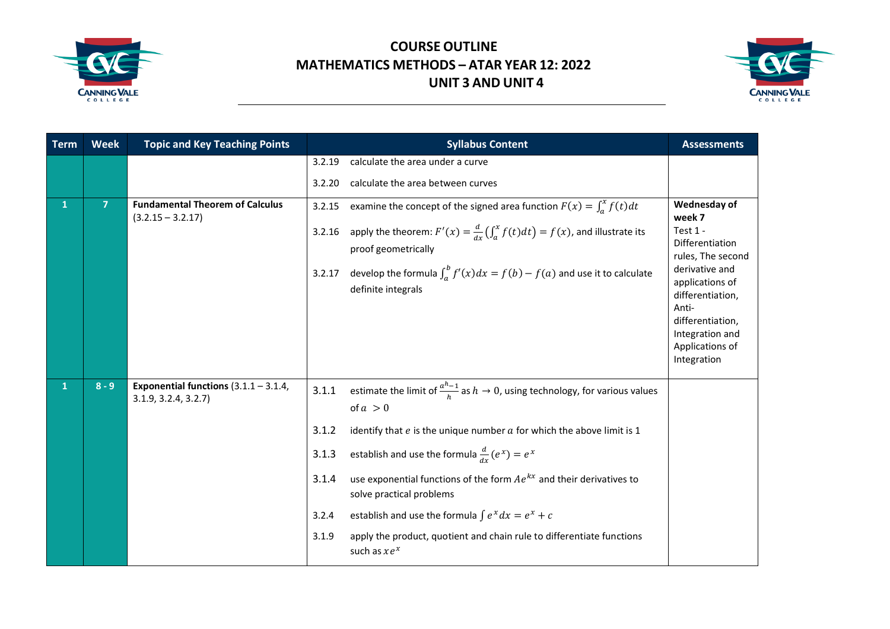# COURSE OUTLINE
# MATHEMATICS METHODS – ATAR YEAR 12: 2022
# UNIT 3 AND UNIT 4

| Term | Week | Topic and Key Teaching Points | Syllabus Content | Assessments |
|---|---|---|---|---|
| | | | 3.2.19 calculate the area under a curve<br>3.2.20 calculate the area between curves | |
| 1 | 7 | **Fundamental Theorem of Calculus** (3.2.15 – 3.2.17) | 3.2.15 examine the concept of the signed area function $F(x) = \int_a^x f(t)dt$<br>3.2.16 apply the theorem: $F'(x) = \frac{d}{dx}\left(\int_a^x f(t)dt\right) = f(x)$, and illustrate its proof geometrically<br>3.2.17 develop the formula $\int_a^b f'(x)dx = f(b) - f(a)$ and use it to calculate definite integrals | **Wednesday of week 7**<br>Test 1 - Differentiation rules, The second derivative and applications of differentiation, Anti-differentiation, Integration and Applications of Integration |
| 1 | 8 - 9 | **Exponential functions** (3.1.1 – 3.1.4, 3.1.9, 3.2.4, 3.2.7) | 3.1.1 estimate the limit of $\frac{a^h - 1}{h}$ as $h \to 0$, using technology, for various values of $a > 0$<br>3.1.2 identify that $e$ is the unique number $a$ for which the above limit is 1<br>3.1.3 establish and use the formula $\frac{d}{dx}(e^x) = e^x$<br>3.1.4 use exponential functions of the form $Ae^{kx}$ and their derivatives to solve practical problems<br>3.2.4 establish and use the formula $\int e^x dx = e^x + c$<br>3.1.9 apply the product, quotient and chain rule to differentiate functions such as $xe^x$ | |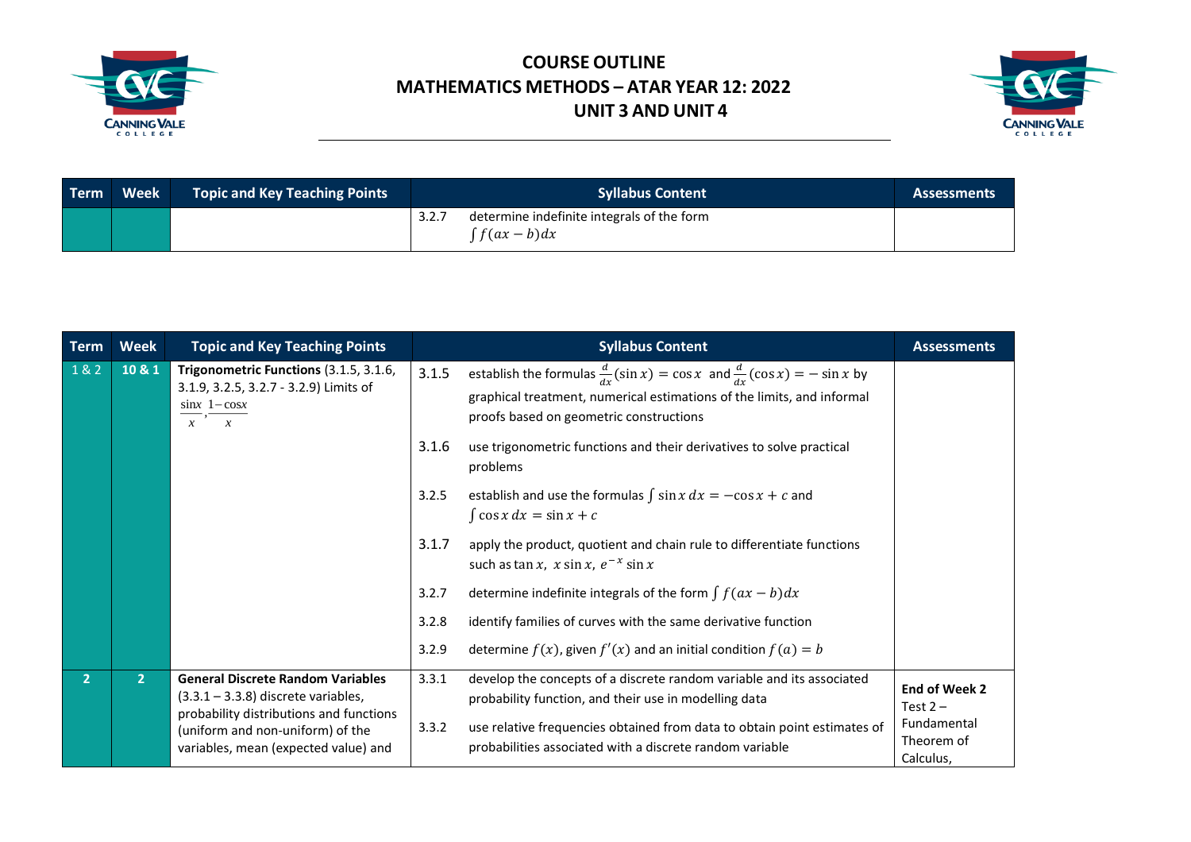# COURSE OUTLINE
# MATHEMATICS METHODS – ATAR YEAR 12: 2022
# UNIT 3 AND UNIT 4

| Term | Week | Topic and Key Teaching Points | Syllabus Content | Assessments |
|---|---|---|---|---|
| | | | 3.2.7 determine indefinite integrals of the form $\int f(ax-b)dx$ | |

| Term | Week | Topic and Key Teaching Points | Syllabus Content | Assessments |
|---|---|---|---|---|
| 1 & 2 | 10 & 1 | **Trigonometric Functions** (3.1.5, 3.1.6, 3.1.9, 3.2.5, 3.2.7 - 3.2.9) Limits of $\frac{\sin x}{x}, \frac{1-\cos x}{x}$ | 3.1.5 establish the formulas $\frac{d}{dx}(\sin x) = \cos x$ and $\frac{d}{dx}(\cos x) = -\sin x$ by graphical treatment, numerical estimations of the limits, and informal proofs based on geometric constructions<br><br>3.1.6 use trigonometric functions and their derivatives to solve practical problems<br><br>3.2.5 establish and use the formulas $\int \sin x \, dx = -\cos x + c$ and $\int \cos x \, dx = \sin x + c$<br><br>3.1.7 apply the product, quotient and chain rule to differentiate functions such as $\tan x$, $x \sin x$, $e^{-x} \sin x$<br><br>3.2.7 determine indefinite integrals of the form $\int f(ax-b)dx$<br><br>3.2.8 identify families of curves with the same derivative function<br><br>3.2.9 determine $f(x)$, given $f'(x)$ and an initial condition $f(a) = b$ | |
| 2 | 2 | **General Discrete Random Variables** (3.3.1 – 3.3.8) discrete variables, probability distributions and functions (uniform and non-uniform) of the variables, mean (expected value) and | 3.3.1 develop the concepts of a discrete random variable and its associated probability function, and their use in modelling data<br><br>3.3.2 use relative frequencies obtained from data to obtain point estimates of probabilities associated with a discrete random variable | **End of Week 2** Test 2 – Fundamental Theorem of Calculus, |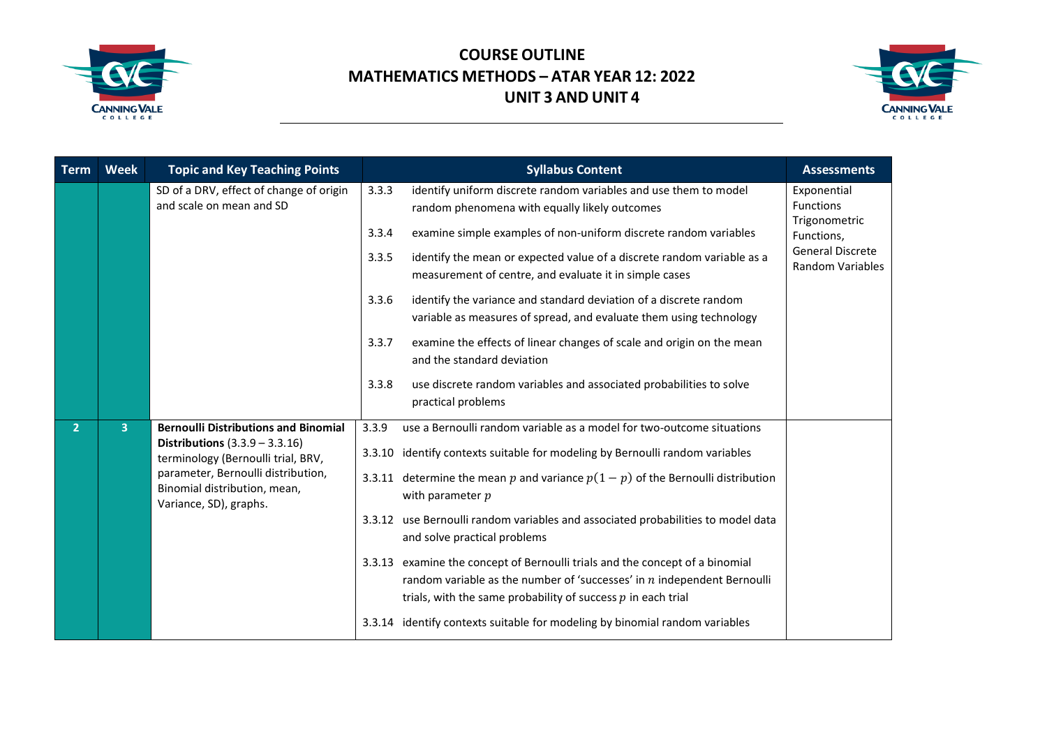# COURSE OUTLINE
# MATHEMATICS METHODS – ATAR YEAR 12: 2022
# UNIT 3 AND UNIT 4

| Term | Week | Topic and Key Teaching Points | Syllabus Content | Assessments |
|---|---|---|---|---|
| | | SD of a DRV, effect of change of origin and scale on mean and SD | 3.3.3 identify uniform discrete random variables and use them to model random phenomena with equally likely outcomes<br>3.3.4 examine simple examples of non-uniform discrete random variables<br>3.3.5 identify the mean or expected value of a discrete random variable as a measurement of centre, and evaluate it in simple cases<br>3.3.6 identify the variance and standard deviation of a discrete random variable as measures of spread, and evaluate them using technology<br>3.3.7 examine the effects of linear changes of scale and origin on the mean and the standard deviation<br>3.3.8 use discrete random variables and associated probabilities to solve practical problems | Exponential Functions Trigonometric Functions, General Discrete Random Variables |
| 2 | 3 | **Bernoulli Distributions and Binomial Distributions** (3.3.9 – 3.3.16) terminology (Bernoulli trial, BRV, parameter, Bernoulli distribution, Binomial distribution, mean, Variance, SD), graphs. | 3.3.9 use a Bernoulli random variable as a model for two-outcome situations<br>3.3.10 identify contexts suitable for modeling by Bernoulli random variables<br>3.3.11 determine the mean $p$ and variance $p(1-p)$ of the Bernoulli distribution with parameter $p$<br>3.3.12 use Bernoulli random variables and associated probabilities to model data and solve practical problems<br>3.3.13 examine the concept of Bernoulli trials and the concept of a binomial random variable as the number of 'successes' in $n$ independent Bernoulli trials, with the same probability of success $p$ in each trial<br>3.3.14 identify contexts suitable for modeling by binomial random variables | |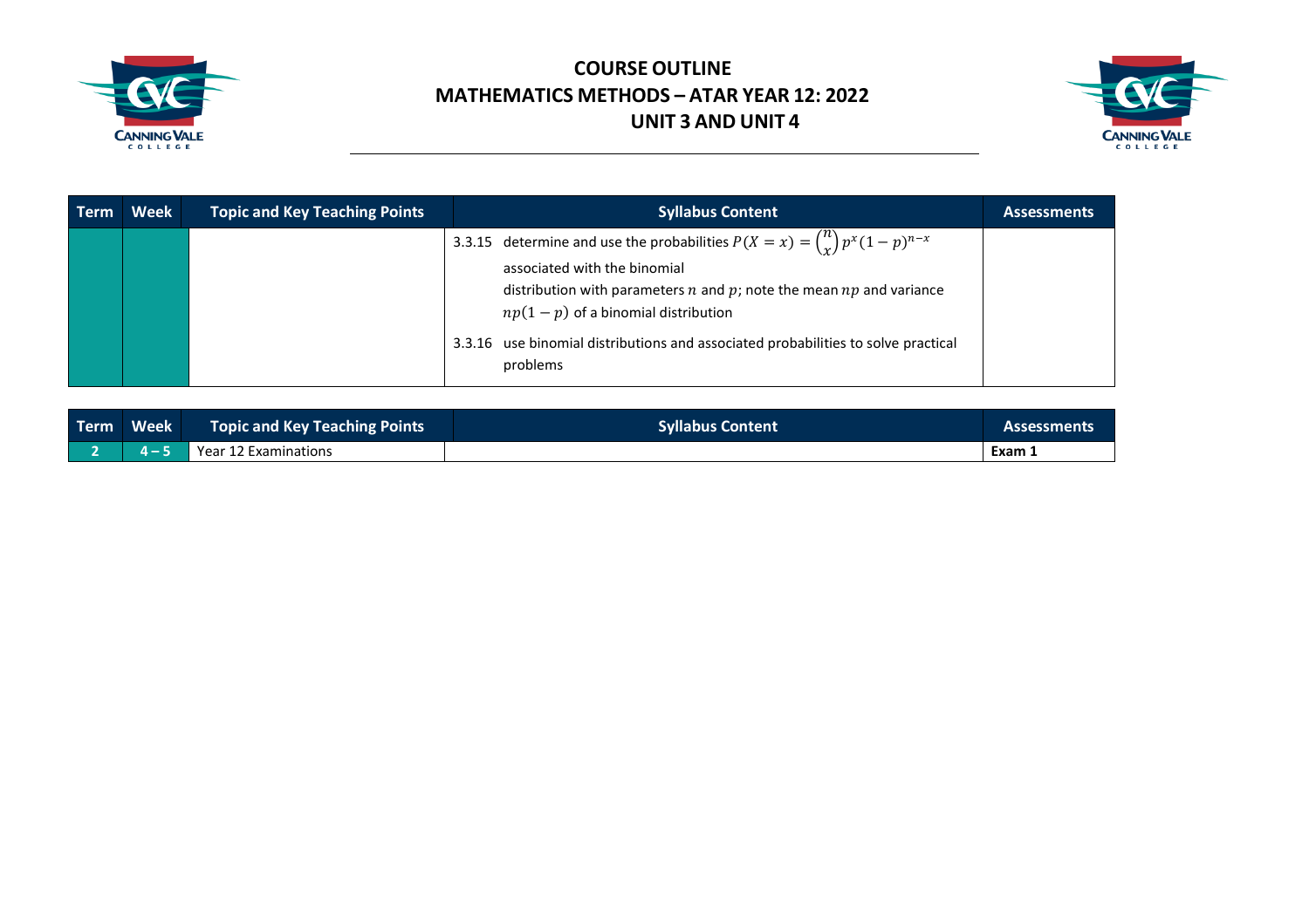# COURSE OUTLINE
# MATHEMATICS METHODS – ATAR YEAR 12: 2022
# UNIT 3 AND UNIT 4

| Term | Week | Topic and Key Teaching Points | Syllabus Content | Assessments |
|---|---|---|---|---|
| | | | 3.3.15 determine and use the probabilities $P(X = x) = \binom{n}{x} p^x (1-p)^{n-x}$ associated with the binomial distribution with parameters $n$ and $p$; note the mean $np$ and variance $np(1-p)$ of a binomial distribution<br><br>3.3.16 use binomial distributions and associated probabilities to solve practical problems | |

| Term | Week | Topic and Key Teaching Points | Syllabus Content | Assessments |
|---|---|---|---|---|
| 2 | 4 – 5 | Year 12 Examinations | | **Exam 1** |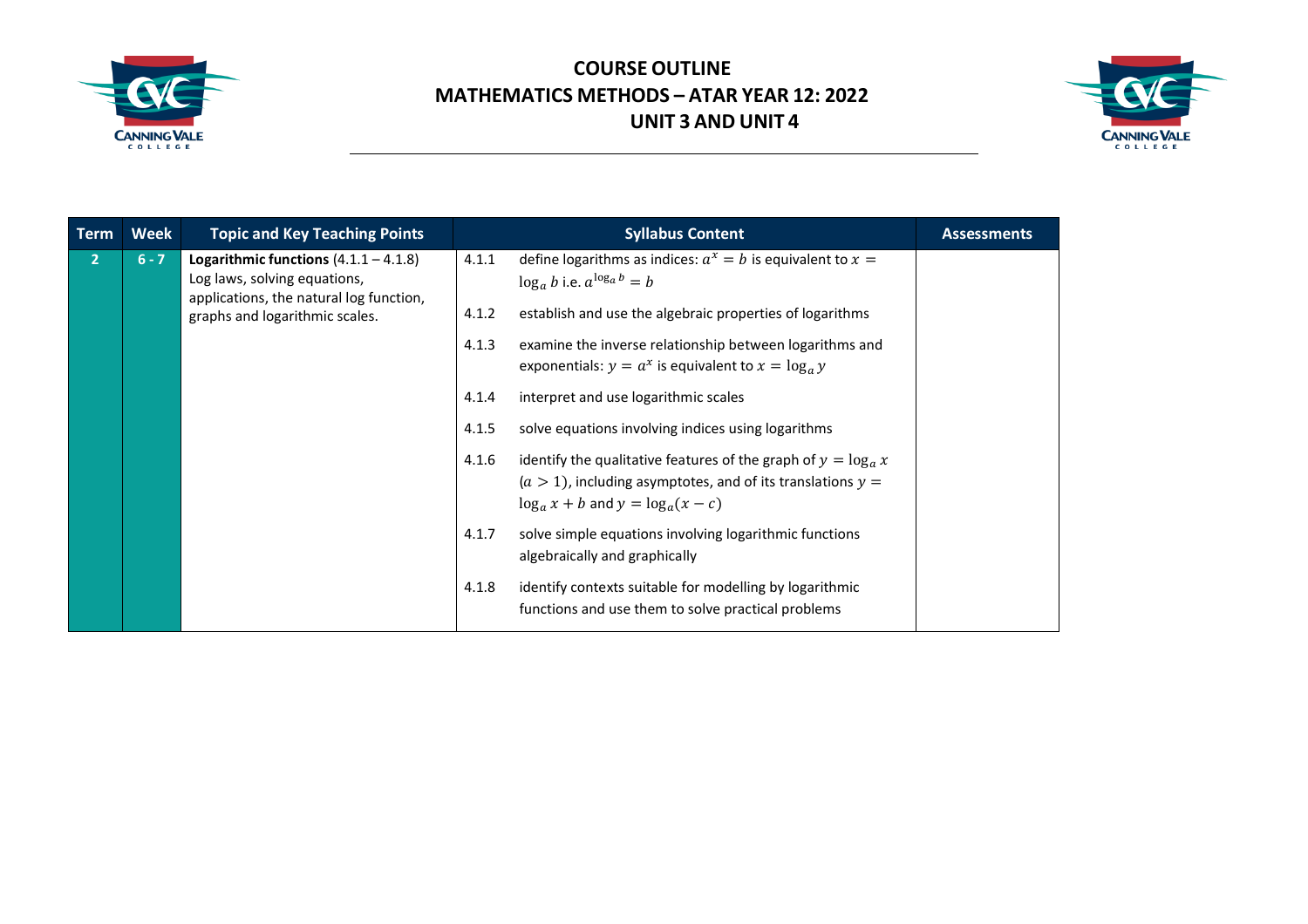# COURSE OUTLINE
# MATHEMATICS METHODS – ATAR YEAR 12: 2022
# UNIT 3 AND UNIT 4

| Term | Week | Topic and Key Teaching Points | Syllabus Content | | Assessments |
|---|---|---|---|---|---|
| 2 | 6 - 7 | **Logarithmic functions** (4.1.1 – 4.1.8) Log laws, solving equations, applications, the natural log function, graphs and logarithmic scales. | 4.1.1 | define logarithms as indices: $a^x = b$ is equivalent to $x = \log_a b$ i.e. $a^{\log_a b} = b$ | |
| | | | 4.1.2 | establish and use the algebraic properties of logarithms | |
| | | | 4.1.3 | examine the inverse relationship between logarithms and exponentials: $y = a^x$ is equivalent to $x = \log_a y$ | |
| | | | 4.1.4 | interpret and use logarithmic scales | |
| | | | 4.1.5 | solve equations involving indices using logarithms | |
| | | | 4.1.6 | identify the qualitative features of the graph of $y = \log_a x$ $(a > 1)$, including asymptotes, and of its translations $y = \log_a x + b$ and $y = \log_a(x - c)$ | |
| | | | 4.1.7 | solve simple equations involving logarithmic functions algebraically and graphically | |
| | | | 4.1.8 | identify contexts suitable for modelling by logarithmic functions and use them to solve practical problems | |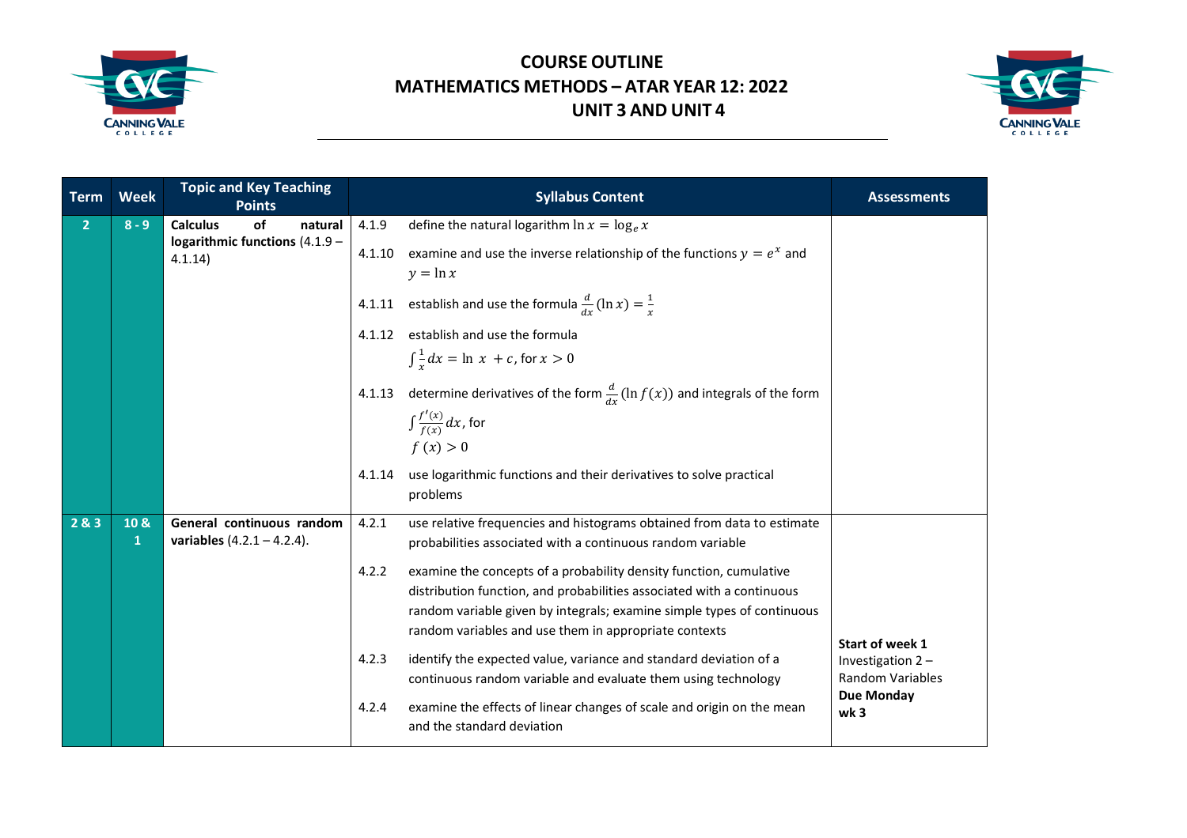# COURSE OUTLINE
# MATHEMATICS METHODS – ATAR YEAR 12: 2022
# UNIT 3 AND UNIT 4

| Term | Week | Topic and Key Teaching Points | Syllabus Content | | Assessments |
|---|---|---|---|---|---|
| 2 | 8 - 9 | **Calculus of natural logarithmic functions** (4.1.9 – 4.1.14) | 4.1.9 | define the natural logarithm $\ln x = \log_e x$ | |
| | | | 4.1.10 | examine and use the inverse relationship of the functions $y = e^x$ and $y = \ln x$ | |
| | | | 4.1.11 | establish and use the formula $\frac{d}{dx}(\ln x) = \frac{1}{x}$ | |
| | | | 4.1.12 | establish and use the formula $\int \frac{1}{x} dx = \ln x + c$, for $x > 0$ | |
| | | | 4.1.13 | determine derivatives of the form $\frac{d}{dx}(\ln f(x))$ and integrals of the form $\int \frac{f'(x)}{f(x)} dx$, for $f(x) > 0$ | |
| | | | 4.1.14 | use logarithmic functions and their derivatives to solve practical problems | |
| 2 & 3 | 10 & 1 | **General continuous random variables** (4.2.1 – 4.2.4). | 4.2.1 | use relative frequencies and histograms obtained from data to estimate probabilities associated with a continuous random variable | **Start of week 1** Investigation 2 – Random Variables **Due Monday wk 3** |
| | | | 4.2.2 | examine the concepts of a probability density function, cumulative distribution function, and probabilities associated with a continuous random variable given by integrals; examine simple types of continuous random variables and use them in appropriate contexts | |
| | | | 4.2.3 | identify the expected value, variance and standard deviation of a continuous random variable and evaluate them using technology | |
| | | | 4.2.4 | examine the effects of linear changes of scale and origin on the mean and the standard deviation | |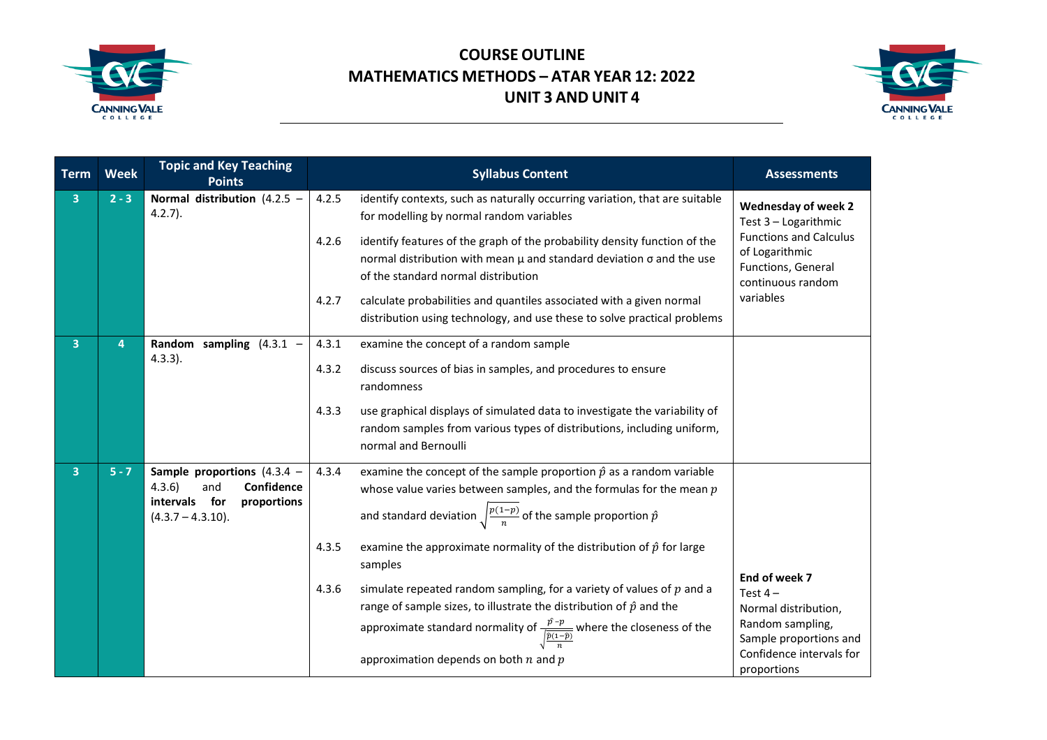# COURSE OUTLINE
# MATHEMATICS METHODS – ATAR YEAR 12: 2022
# UNIT 3 AND UNIT 4

| Term | Week | Topic and Key Teaching Points | Syllabus Content | | Assessments |
|---|---|---|---|---|---|
| 3 | 2 - 3 | **Normal distribution** (4.2.5 – 4.2.7). | 4.2.5 | identify contexts, such as naturally occurring variation, that are suitable for modelling by normal random variables | **Wednesday of week 2** Test 3 – Logarithmic Functions and Calculus of Logarithmic Functions, General continuous random variables |
| | | | 4.2.6 | identify features of the graph of the probability density function of the normal distribution with mean μ and standard deviation σ and the use of the standard normal distribution | |
| | | | 4.2.7 | calculate probabilities and quantiles associated with a given normal distribution using technology, and use these to solve practical problems | |
| 3 | 4 | **Random sampling** (4.3.1 – 4.3.3). | 4.3.1 | examine the concept of a random sample | |
| | | | 4.3.2 | discuss sources of bias in samples, and procedures to ensure randomness | |
| | | | 4.3.3 | use graphical displays of simulated data to investigate the variability of random samples from various types of distributions, including uniform, normal and Bernoulli | |
| 3 | 5 - 7 | **Sample proportions** (4.3.4 – 4.3.6) and **Confidence intervals for proportions** (4.3.7 – 4.3.10). | 4.3.4 | examine the concept of the sample proportion $\hat{p}$ as a random variable whose value varies between samples, and the formulas for the mean $p$ and standard deviation $\sqrt{\frac{p(1-p)}{n}}$ of the sample proportion $\hat{p}$ | |
| | | | 4.3.5 | examine the approximate normality of the distribution of $\hat{p}$ for large samples | |
| | | | 4.3.6 | simulate repeated random sampling, for a variety of values of $p$ and a range of sample sizes, to illustrate the distribution of $\hat{p}$ and the approximate standard normality of $\frac{\hat{p}-p}{\sqrt{\frac{\hat{p}(1-\hat{p})}{n}}}$ where the closeness of the approximation depends on both $n$ and $p$ | **End of week 7** Test 4 – Normal distribution, Random sampling, Sample proportions and Confidence intervals for proportions |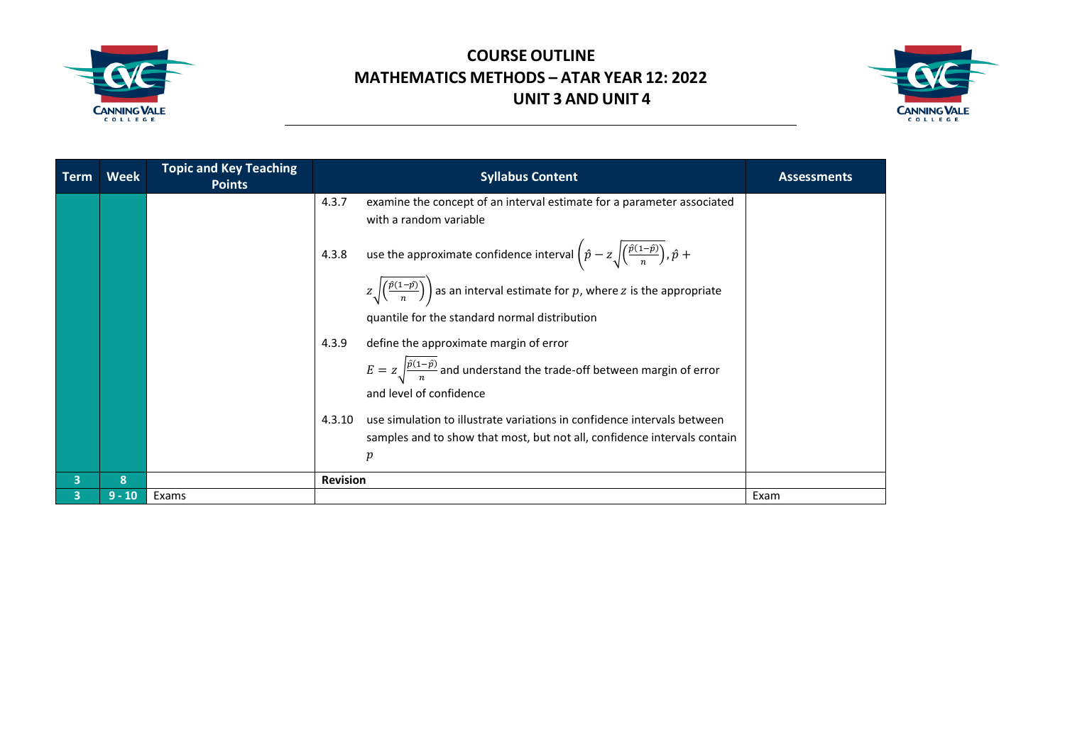# COURSE OUTLINE
# MATHEMATICS METHODS – ATAR YEAR 12: 2022
# UNIT 3 AND UNIT 4

| Term | Week | Topic and Key Teaching Points | Syllabus Content | Assessments |
|---|---|---|---|---|
| | | | 4.3.7 examine the concept of an interval estimate for a parameter associated with a random variable<br><br>4.3.8 use the approximate confidence interval $\left(\hat{p} - z\sqrt{\left(\frac{\hat{p}(1-\hat{p})}{n}\right)}, \hat{p} + z\sqrt{\left(\frac{\hat{p}(1-\hat{p})}{n}\right)}\right)$ as an interval estimate for $p$, where $z$ is the appropriate quantile for the standard normal distribution<br><br>4.3.9 define the approximate margin of error $E = z\sqrt{\frac{\hat{p}(1-\hat{p})}{n}}$ and understand the trade-off between margin of error and level of confidence<br><br>4.3.10 use simulation to illustrate variations in confidence intervals between samples and to show that most, but not all, confidence intervals contain $p$ | |
| 3 | 8 | | **Revision** | |
| 3 | 9 - 10 | Exams | | Exam |